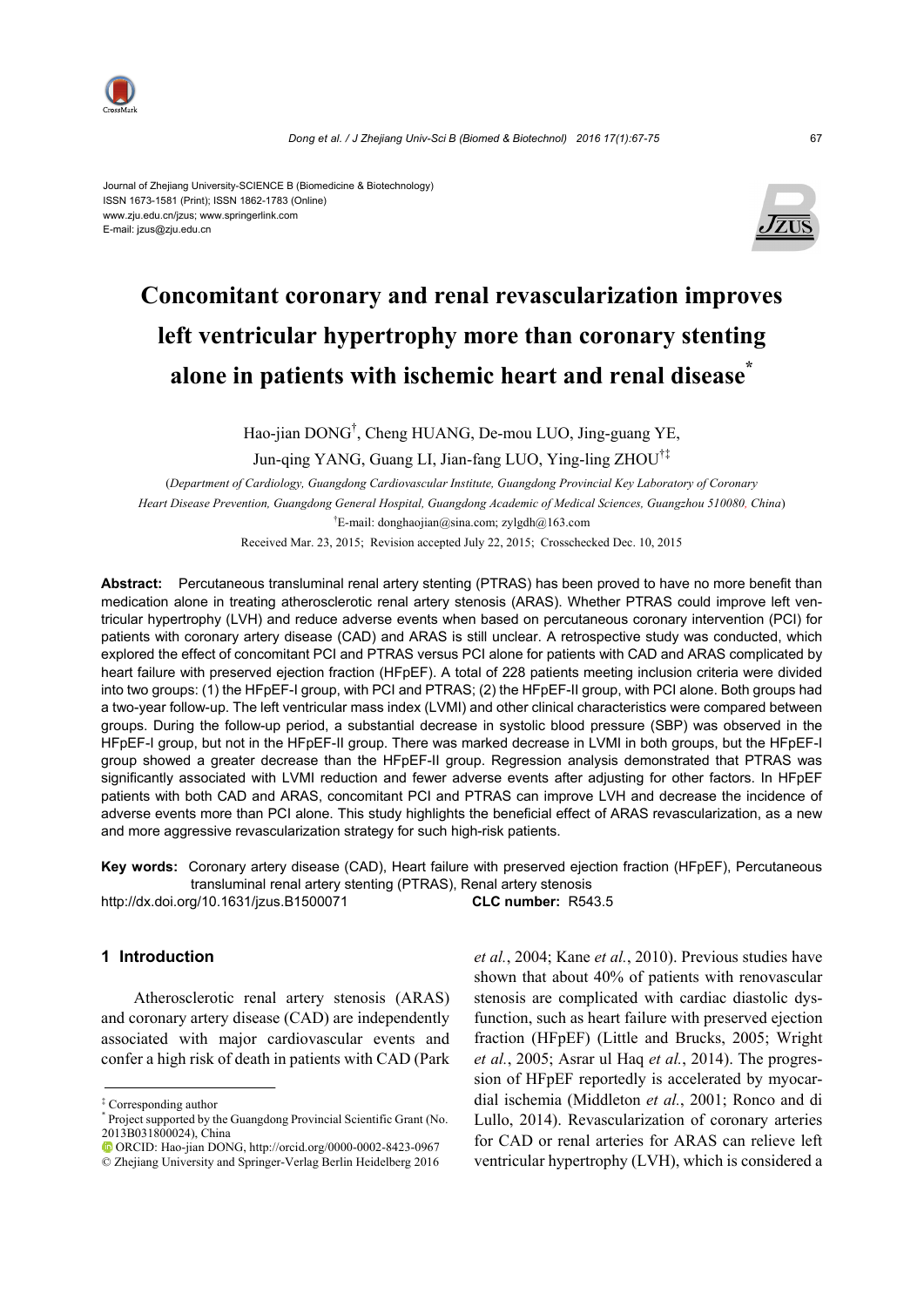Journal of Zhejiang University-SCIENCE B (Biomedicine & Biotechnology)
ISSN 1673-1581 (Print); ISSN 1862-1783 (Online)
www.zju.edu.cn/jzus; www.springerlink.com
E-mail: jzus@zju.edu.cn

# Concomitant coronary and renal revascularization improves left ventricular hypertrophy more than coronary stenting alone in patients with ischemic heart and renal disease*

Hao-jian DONG†, Cheng HUANG, De-mou LUO, Jing-guang YE, Jun-qing YANG, Guang LI, Jian-fang LUO, Ying-ling ZHOU†‡

(*Department of Cardiology, Guangdong Cardiovascular Institute, Guangdong Provincial Key Laboratory of Coronary Heart Disease Prevention, Guangdong General Hospital, Guangdong Academic of Medical Sciences, Guangzhou 510080, China*)

†E-mail: donghaojian@sina.com; zylgdh@163.com

Received Mar. 23, 2015; Revision accepted July 22, 2015; Crosschecked Dec. 10, 2015

**Abstract:** Percutaneous transluminal renal artery stenting (PTRAS) has been proved to have no more benefit than medication alone in treating atherosclerotic renal artery stenosis (ARAS). Whether PTRAS could improve left ventricular hypertrophy (LVH) and reduce adverse events when based on percutaneous coronary intervention (PCI) for patients with coronary artery disease (CAD) and ARAS is still unclear. A retrospective study was conducted, which explored the effect of concomitant PCI and PTRAS versus PCI alone for patients with CAD and ARAS complicated by heart failure with preserved ejection fraction (HFpEF). A total of 228 patients meeting inclusion criteria were divided into two groups: (1) the HFpEF-I group, with PCI and PTRAS; (2) the HFpEF-II group, with PCI alone. Both groups had a two-year follow-up. The left ventricular mass index (LVMI) and other clinical characteristics were compared between groups. During the follow-up period, a substantial decrease in systolic blood pressure (SBP) was observed in the HFpEF-I group, but not in the HFpEF-II group. There was marked decrease in LVMI in both groups, but the HFpEF-I group showed a greater decrease than the HFpEF-II group. Regression analysis demonstrated that PTRAS was significantly associated with LVMI reduction and fewer adverse events after adjusting for other factors. In HFpEF patients with both CAD and ARAS, concomitant PCI and PTRAS can improve LVH and decrease the incidence of adverse events more than PCI alone. This study highlights the beneficial effect of ARAS revascularization, as a new and more aggressive revascularization strategy for such high-risk patients.

**Key words:** Coronary artery disease (CAD), Heart failure with preserved ejection fraction (HFpEF), Percutaneous transluminal renal artery stenting (PTRAS), Renal artery stenosis

http://dx.doi.org/10.1631/jzus.B1500071 **CLC number:** R543.5

## 1 Introduction

Atherosclerotic renal artery stenosis (ARAS) and coronary artery disease (CAD) are independently associated with major cardiovascular events and confer a high risk of death in patients with CAD (Park *et al.*, 2004; Kane *et al.*, 2010). Previous studies have shown that about 40% of patients with renovascular stenosis are complicated with cardiac diastolic dysfunction, such as heart failure with preserved ejection fraction (HFpEF) (Little and Brucks, 2005; Wright *et al.*, 2005; Asrar ul Haq *et al.*, 2014). The progression of HFpEF reportedly is accelerated by myocardial ischemia (Middleton *et al.*, 2001; Ronco and di Lullo, 2014). Revascularization of coronary arteries for CAD or renal arteries for ARAS can relieve left ventricular hypertrophy (LVH), which is considered a

---

‡ Corresponding author

\* Project supported by the Guangdong Provincial Scientific Grant (No. 2013B031800024), China

ORCID: Hao-jian DONG, http://orcid.org/0000-0002-8423-0967

© Zhejiang University and Springer-Verlag Berlin Heidelberg 2016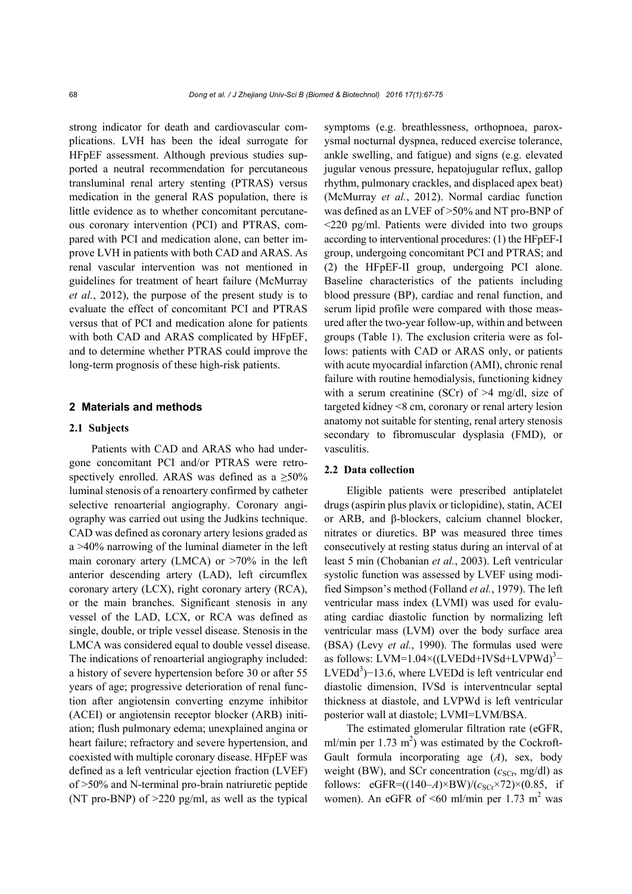strong indicator for death and cardiovascular complications. LVH has been the ideal surrogate for HFpEF assessment. Although previous studies supported a neutral recommendation for percutaneous transluminal renal artery stenting (PTRAS) versus medication in the general RAS population, there is little evidence as to whether concomitant percutaneous coronary intervention (PCI) and PTRAS, compared with PCI and medication alone, can better improve LVH in patients with both CAD and ARAS. As renal vascular intervention was not mentioned in guidelines for treatment of heart failure (McMurray *et al.*, 2012), the purpose of the present study is to evaluate the effect of concomitant PCI and PTRAS versus that of PCI and medication alone for patients with both CAD and ARAS complicated by HFpEF, and to determine whether PTRAS could improve the long-term prognosis of these high-risk patients.

## 2 Materials and methods

### 2.1 Subjects

Patients with CAD and ARAS who had undergone concomitant PCI and/or PTRAS were retrospectively enrolled. ARAS was defined as a ≥50% luminal stenosis of a renoartery confirmed by catheter selective renoarterial angiography. Coronary angiography was carried out using the Judkins technique. CAD was defined as coronary artery lesions graded as a >40% narrowing of the luminal diameter in the left main coronary artery (LMCA) or >70% in the left anterior descending artery (LAD), left circumflex coronary artery (LCX), right coronary artery (RCA), or the main branches. Significant stenosis in any vessel of the LAD, LCX, or RCA was defined as single, double, or triple vessel disease. Stenosis in the LMCA was considered equal to double vessel disease. The indications of renoarterial angiography included: a history of severe hypertension before 30 or after 55 years of age; progressive deterioration of renal function after angiotensin converting enzyme inhibitor (ACEI) or angiotensin receptor blocker (ARB) initiation; flush pulmonary edema; unexplained angina or heart failure; refractory and severe hypertension, and coexisted with multiple coronary disease. HFpEF was defined as a left ventricular ejection fraction (LVEF) of >50% and N-terminal pro-brain natriuretic peptide (NT pro-BNP) of >220 pg/ml, as well as the typical symptoms (e.g. breathlessness, orthopnoea, paroxysmal nocturnal dyspnea, reduced exercise tolerance, ankle swelling, and fatigue) and signs (e.g. elevated jugular venous pressure, hepatojugular reflux, gallop rhythm, pulmonary crackles, and displaced apex beat) (McMurray *et al.*, 2012). Normal cardiac function was defined as an LVEF of >50% and NT pro-BNP of <220 pg/ml. Patients were divided into two groups according to interventional procedures: (1) the HFpEF-I group, undergoing concomitant PCI and PTRAS; and (2) the HFpEF-II group, undergoing PCI alone. Baseline characteristics of the patients including blood pressure (BP), cardiac and renal function, and serum lipid profile were compared with those measured after the two-year follow-up, within and between groups (Table 1). The exclusion criteria were as follows: patients with CAD or ARAS only, or patients with acute myocardial infarction (AMI), chronic renal failure with routine hemodialysis, functioning kidney with a serum creatinine (SCr) of >4 mg/dl, size of targeted kidney <8 cm, coronary or renal artery lesion anatomy not suitable for stenting, renal artery stenosis secondary to fibromuscular dysplasia (FMD), or vasculitis.

### 2.2 Data collection

Eligible patients were prescribed antiplatelet drugs (aspirin plus plavix or ticlopidine), statin, ACEI or ARB, and β-blockers, calcium channel blocker, nitrates or diuretics. BP was measured three times consecutively at resting status during an interval of at least 5 min (Chobanian *et al.*, 2003). Left ventricular systolic function was assessed by LVEF using modified Simpson's method (Folland *et al.*, 1979). The left ventricular mass index (LVMI) was used for evaluating cardiac diastolic function by normalizing left ventricular mass (LVM) over the body surface area (BSA) (Levy *et al.*, 1990). The formulas used were as follows: $\text{LVM}=1.04\times((\text{LVEDd}+\text{IVSd}+\text{LVPWd})^3-\text{LVEDd}^3)-13.6$, where LVEDd is left ventricular end diastolic dimension, IVSd is interventncular septal thickness at diastole, and LVPWd is left ventricular posterior wall at diastole; LVMI=LVM/BSA.

The estimated glomerular filtration rate (eGFR, ml/min per 1.73 $m^2$) was estimated by the Cockroft-Gault formula incorporating age ($A$), sex, body weight (BW), and SCr concentration ($c_{\text{SCr}}$, mg/dl) as follows: $\text{eGFR}=((140-A)\times\text{BW})/(c_{\text{SCr}}\times72)\times(0.85$, if women). An eGFR of <60 ml/min per 1.73 $m^2$ was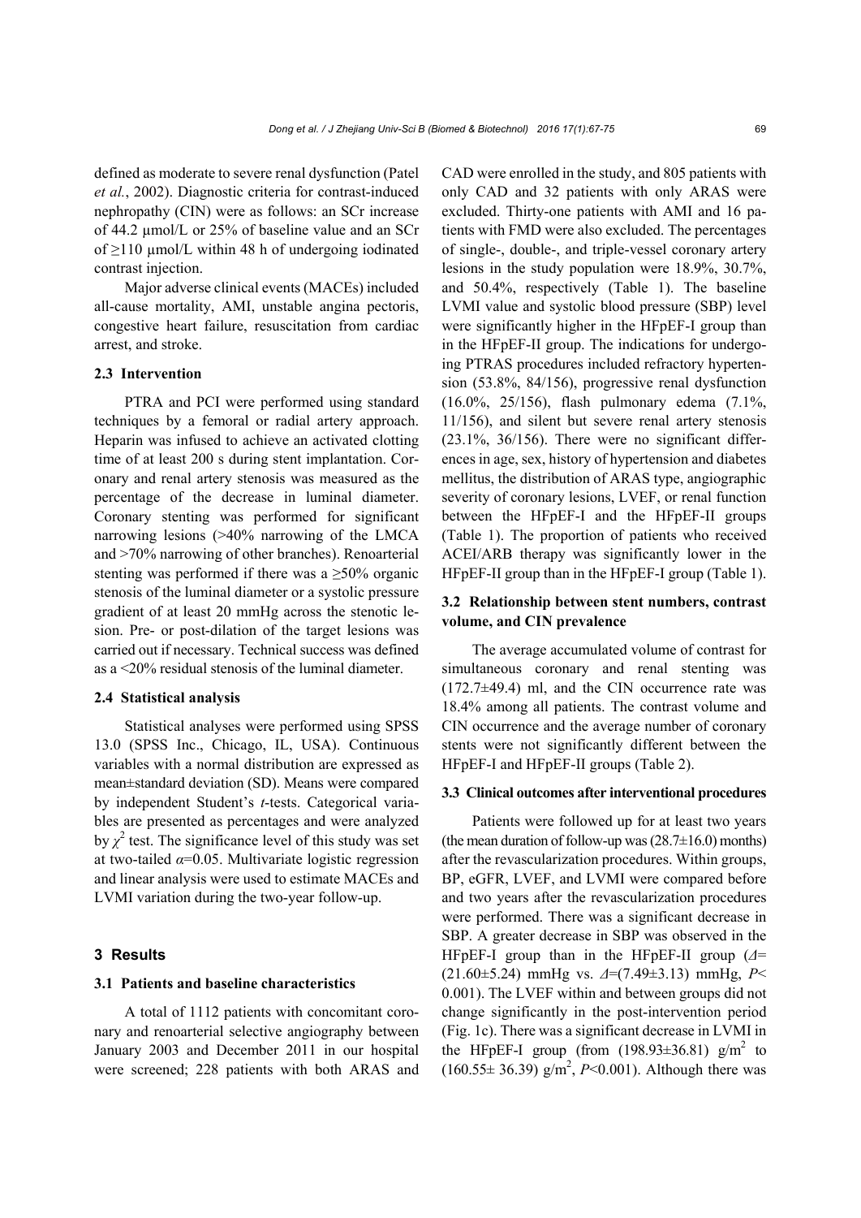defined as moderate to severe renal dysfunction (Patel *et al.*, 2002). Diagnostic criteria for contrast-induced nephropathy (CIN) were as follows: an SCr increase of 44.2 μmol/L or 25% of baseline value and an SCr of ≥110 μmol/L within 48 h of undergoing iodinated contrast injection.

Major adverse clinical events (MACEs) included all-cause mortality, AMI, unstable angina pectoris, congestive heart failure, resuscitation from cardiac arrest, and stroke.

### 2.3 Intervention

PTRA and PCI were performed using standard techniques by a femoral or radial artery approach. Heparin was infused to achieve an activated clotting time of at least 200 s during stent implantation. Coronary and renal artery stenosis was measured as the percentage of the decrease in luminal diameter. Coronary stenting was performed for significant narrowing lesions (>40% narrowing of the LMCA and >70% narrowing of other branches). Renoarterial stenting was performed if there was a ≥50% organic stenosis of the luminal diameter or a systolic pressure gradient of at least 20 mmHg across the stenotic lesion. Pre- or post-dilation of the target lesions was carried out if necessary. Technical success was defined as a <20% residual stenosis of the luminal diameter.

### 2.4 Statistical analysis

Statistical analyses were performed using SPSS 13.0 (SPSS Inc., Chicago, IL, USA). Continuous variables with a normal distribution are expressed as mean±standard deviation (SD). Means were compared by independent Student's *t*-tests. Categorical variables are presented as percentages and were analyzed by $\chi^2$ test. The significance level of this study was set at two-tailed $\alpha$=0.05. Multivariate logistic regression and linear analysis were used to estimate MACEs and LVMI variation during the two-year follow-up.

## 3 Results

### 3.1 Patients and baseline characteristics

A total of 1112 patients with concomitant coronary and renoarterial selective angiography between January 2003 and December 2011 in our hospital were screened; 228 patients with both ARAS and CAD were enrolled in the study, and 805 patients with only CAD and 32 patients with only ARAS were excluded. Thirty-one patients with AMI and 16 patients with FMD were also excluded. The percentages of single-, double-, and triple-vessel coronary artery lesions in the study population were 18.9%, 30.7%, and 50.4%, respectively (Table 1). The baseline LVMI value and systolic blood pressure (SBP) level were significantly higher in the HFpEF-I group than in the HFpEF-II group. The indications for undergoing PTRAS procedures included refractory hypertension (53.8%, 84/156), progressive renal dysfunction (16.0%, 25/156), flash pulmonary edema (7.1%, 11/156), and silent but severe renal artery stenosis (23.1%, 36/156). There were no significant differences in age, sex, history of hypertension and diabetes mellitus, the distribution of ARAS type, angiographic severity of coronary lesions, LVEF, or renal function between the HFpEF-I and the HFpEF-II groups (Table 1). The proportion of patients who received ACEI/ARB therapy was significantly lower in the HFpEF-II group than in the HFpEF-I group (Table 1).

### 3.2 Relationship between stent numbers, contrast volume, and CIN prevalence

The average accumulated volume of contrast for simultaneous coronary and renal stenting was (172.7±49.4) ml, and the CIN occurrence rate was 18.4% among all patients. The contrast volume and CIN occurrence and the average number of coronary stents were not significantly different between the HFpEF-I and HFpEF-II groups (Table 2).

### 3.3 Clinical outcomes after interventional procedures

Patients were followed up for at least two years (the mean duration of follow-up was (28.7±16.0) months) after the revascularization procedures. Within groups, BP, eGFR, LVEF, and LVMI were compared before and two years after the revascularization procedures were performed. There was a significant decrease in SBP. A greater decrease in SBP was observed in the HFpEF-I group than in the HFpEF-II group ($\Delta$=(21.60±5.24) mmHg vs. $\Delta$=(7.49±3.13) mmHg, $P$<0.001). The LVEF within and between groups did not change significantly in the post-intervention period (Fig. 1c). There was a significant decrease in LVMI in the HFpEF-I group (from (198.93±36.81) g/m$^2$ to (160.55± 36.39) g/m$^2$, $P$<0.001). Although there was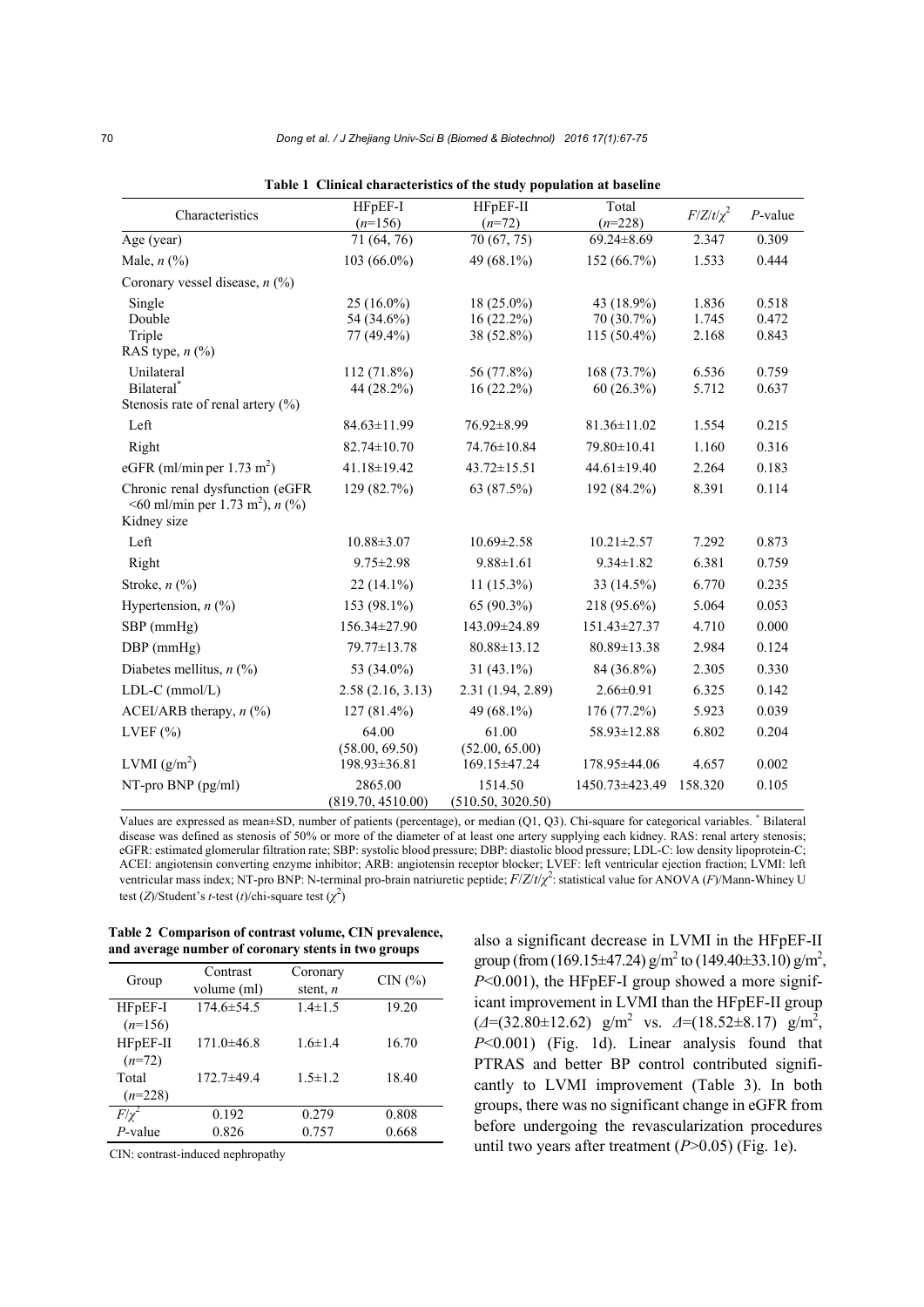**Table 1 Clinical characteristics of the study population at baseline**

| Characteristics | HFpEF-I (*n*=156) | HFpEF-II (*n*=72) | Total (*n*=228) | $F/Z/t/\chi^2$ | *P*-value |
|---|---|---|---|---|---|
| Age (year) | 71 (64, 76) | 70 (67, 75) | 69.24±8.69 | 2.347 | 0.309 |
| Male, *n* (%) | 103 (66.0%) | 49 (68.1%) | 152 (66.7%) | 1.533 | 0.444 |
| Coronary vessel disease, *n* (%) | | | | | |
| Single | 25 (16.0%) | 18 (25.0%) | 43 (18.9%) | 1.836 | 0.518 |
| Double | 54 (34.6%) | 16 (22.2%) | 70 (30.7%) | 1.745 | 0.472 |
| Triple | 77 (49.4%) | 38 (52.8%) | 115 (50.4%) | 2.168 | 0.843 |
| RAS type, *n* (%) | | | | | |
| Unilateral | 112 (71.8%) | 56 (77.8%) | 168 (73.7%) | 6.536 | 0.759 |
| Bilateral* | 44 (28.2%) | 16 (22.2%) | 60 (26.3%) | 5.712 | 0.637 |
| Stenosis rate of renal artery (%) | | | | | |
| Left | 84.63±11.99 | 76.92±8.99 | 81.36±11.02 | 1.554 | 0.215 |
| Right | 82.74±10.70 | 74.76±10.84 | 79.80±10.41 | 1.160 | 0.316 |
| eGFR (ml/min per 1.73 m$^2$) | 41.18±19.42 | 43.72±15.51 | 44.61±19.40 | 2.264 | 0.183 |
| Chronic renal dysfunction (eGFR <60 ml/min per 1.73 m$^2$), *n* (%) | 129 (82.7%) | 63 (87.5%) | 192 (84.2%) | 8.391 | 0.114 |
| Kidney size | | | | | |
| Left | 10.88±3.07 | 10.69±2.58 | 10.21±2.57 | 7.292 | 0.873 |
| Right | 9.75±2.98 | 9.88±1.61 | 9.34±1.82 | 6.381 | 0.759 |
| Stroke, *n* (%) | 22 (14.1%) | 11 (15.3%) | 33 (14.5%) | 6.770 | 0.235 |
| Hypertension, *n* (%) | 153 (98.1%) | 65 (90.3%) | 218 (95.6%) | 5.064 | 0.053 |
| SBP (mmHg) | 156.34±27.90 | 143.09±24.89 | 151.43±27.37 | 4.710 | 0.000 |
| DBP (mmHg) | 79.77±13.78 | 80.88±13.12 | 80.89±13.38 | 2.984 | 0.124 |
| Diabetes mellitus, *n* (%) | 53 (34.0%) | 31 (43.1%) | 84 (36.8%) | 2.305 | 0.330 |
| LDL-C (mmol/L) | 2.58 (2.16, 3.13) | 2.31 (1.94, 2.89) | 2.66±0.91 | 6.325 | 0.142 |
| ACEI/ARB therapy, *n* (%) | 127 (81.4%) | 49 (68.1%) | 176 (77.2%) | 5.923 | 0.039 |
| LVEF (%) | 64.00 (58.00, 69.50) | 61.00 (52.00, 65.00) | 58.93±12.88 | 6.802 | 0.204 |
| LVMI (g/m$^2$) | 198.93±36.81 | 169.15±47.24 | 178.95±44.06 | 4.657 | 0.002 |
| NT-pro BNP (pg/ml) | 2865.00 (819.70, 4510.00) | 1514.50 (510.50, 3020.50) | 1450.73±423.49 | 158.320 | 0.105 |

Values are expressed as mean±SD, number of patients (percentage), or median (Q1, Q3). Chi-square for categorical variables. * Bilateral disease was defined as stenosis of 50% or more of the diameter of at least one artery supplying each kidney. RAS: renal artery stenosis; eGFR: estimated glomerular filtration rate; SBP: systolic blood pressure; DBP: diastolic blood pressure; LDL-C: low density lipoprotein-C; ACEI: angiotensin converting enzyme inhibitor; ARB: angiotensin receptor blocker; LVEF: left ventricular ejection fraction; LVMI: left ventricular mass index; NT-pro BNP: N-terminal pro-brain natriuretic peptide; $F/Z/t/\chi^2$: statistical value for ANOVA ($F$)/Mann-Whiney U test ($Z$)/Student's $t$-test ($t$)/chi-square test ($\chi^2$)

**Table 2 Comparison of contrast volume, CIN prevalence, and average number of coronary stents in two groups**

| Group | Contrast volume (ml) | Coronary stent, *n* | CIN (%) |
|---|---|---|---|
| HFpEF-I (*n*=156) | 174.6±54.5 | 1.4±1.5 | 19.20 |
| HFpEF-II (*n*=72) | 171.0±46.8 | 1.6±1.4 | 16.70 |
| Total (*n*=228) | 172.7±49.4 | 1.5±1.2 | 18.40 |
| $F/\chi^2$ | 0.192 | 0.279 | 0.808 |
| *P*-value | 0.826 | 0.757 | 0.668 |

CIN: contrast-induced nephropathy

also a significant decrease in LVMI in the HFpEF-II group (from (169.15±47.24) g/m$^2$ to (149.40±33.10) g/m$^2$, $P$<0.001), the HFpEF-I group showed a more significant improvement in LVMI than the HFpEF-II group ($\Delta$=(32.80±12.62) g/m$^2$ vs. $\Delta$=(18.52±8.17) g/m$^2$, $P$<0.001) (Fig. 1d). Linear analysis found that PTRAS and better BP control contributed significantly to LVMI improvement (Table 3). In both groups, there was no significant change in eGFR from before undergoing the revascularization procedures until two years after treatment ($P$>0.05) (Fig. 1e).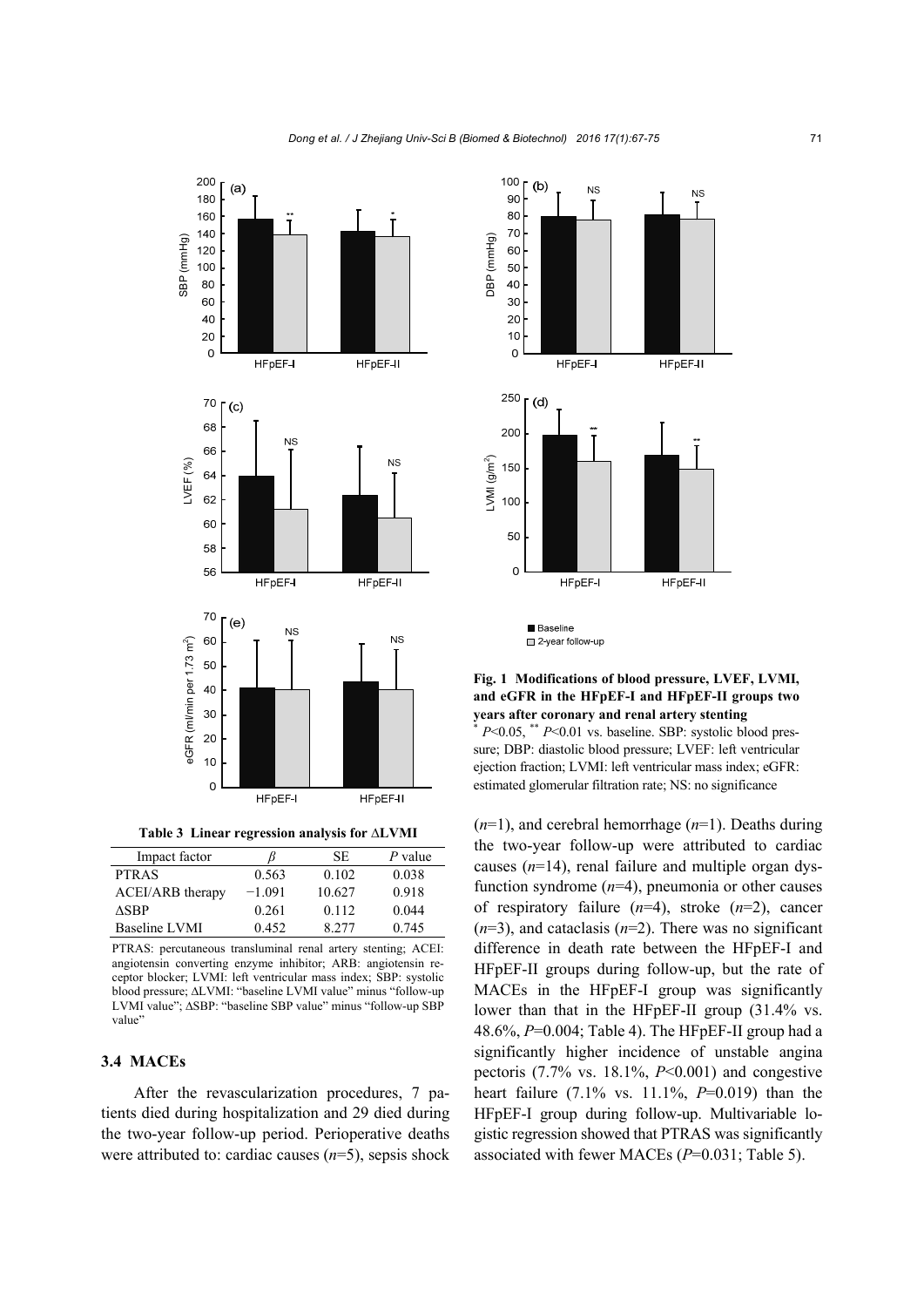(a)

SBP (mmHg)

200
180
160
140
120
100
80
60
40
20
0

**

*

HFpEF-I HFpEF-II

(b)

DBP (mmHg)

100
90
80
70
60
50
40
30
20
10
0

NS NS

HFpEF-I HFpEF-II

(c)

LVEF (%)

70
68
66
64
62
60
58
56

NS NS

HFpEF-I HFpEF-II

(d)

LVMI (g/m$^2$)

250
200
150
100
50
0

** **

HFpEF-I HFpEF-II

(e)

eGFR (ml/min per 1.73 m$^2$)

70
60
50
40
30
20
10
0

NS NS

HFpEF-I HFpEF-II

■ Baseline
□ 2-year follow-up

**Fig. 1 Modifications of blood pressure, LVEF, LVMI, and eGFR in the HFpEF-I and HFpEF-II groups two years after coronary and renal artery stenting**
$^*$ $P$<0.05, $^{**}$ $P$<0.01 vs. baseline. SBP: systolic blood pressure; DBP: diastolic blood pressure; LVEF: left ventricular ejection fraction; LVMI: left ventricular mass index; eGFR: estimated glomerular filtration rate; NS: no significance

**Table 3 Linear regression analysis for ΔLVMI**

| Impact factor | $\beta$ | SE | $P$ value |
|---|---|---|---|
| PTRAS | 0.563 | 0.102 | 0.038 |
| ACEI/ARB therapy | −1.091 | 10.627 | 0.918 |
| ΔSBP | 0.261 | 0.112 | 0.044 |
| Baseline LVMI | 0.452 | 8.277 | 0.745 |

PTRAS: percutaneous transluminal renal artery stenting; ACEI: angiotensin converting enzyme inhibitor; ARB: angiotensin receptor blocker; LVMI: left ventricular mass index; SBP: systolic blood pressure; ΔLVMI: "baseline LVMI value" minus "follow-up LVMI value"; ΔSBP: "baseline SBP value" minus "follow-up SBP value"

### 3.4 MACEs

After the revascularization procedures, 7 patients died during hospitalization and 29 died during the two-year follow-up period. Perioperative deaths were attributed to: cardiac causes ($n$=5), sepsis shock ($n$=1), and cerebral hemorrhage ($n$=1). Deaths during the two-year follow-up were attributed to cardiac causes ($n$=14), renal failure and multiple organ dysfunction syndrome ($n$=4), pneumonia or other causes of respiratory failure ($n$=4), stroke ($n$=2), cancer ($n$=3), and cataclasis ($n$=2). There was no significant difference in death rate between the HFpEF-I and HFpEF-II groups during follow-up, but the rate of MACEs in the HFpEF-I group was significantly lower than that in the HFpEF-II group (31.4% vs. 48.6%, $P$=0.004; Table 4). The HFpEF-II group had a significantly higher incidence of unstable angina pectoris (7.7% vs. 18.1%, $P$<0.001) and congestive heart failure (7.1% vs. 11.1%, $P$=0.019) than the HFpEF-I group during follow-up. Multivariable logistic regression showed that PTRAS was significantly associated with fewer MACEs ($P$=0.031; Table 5).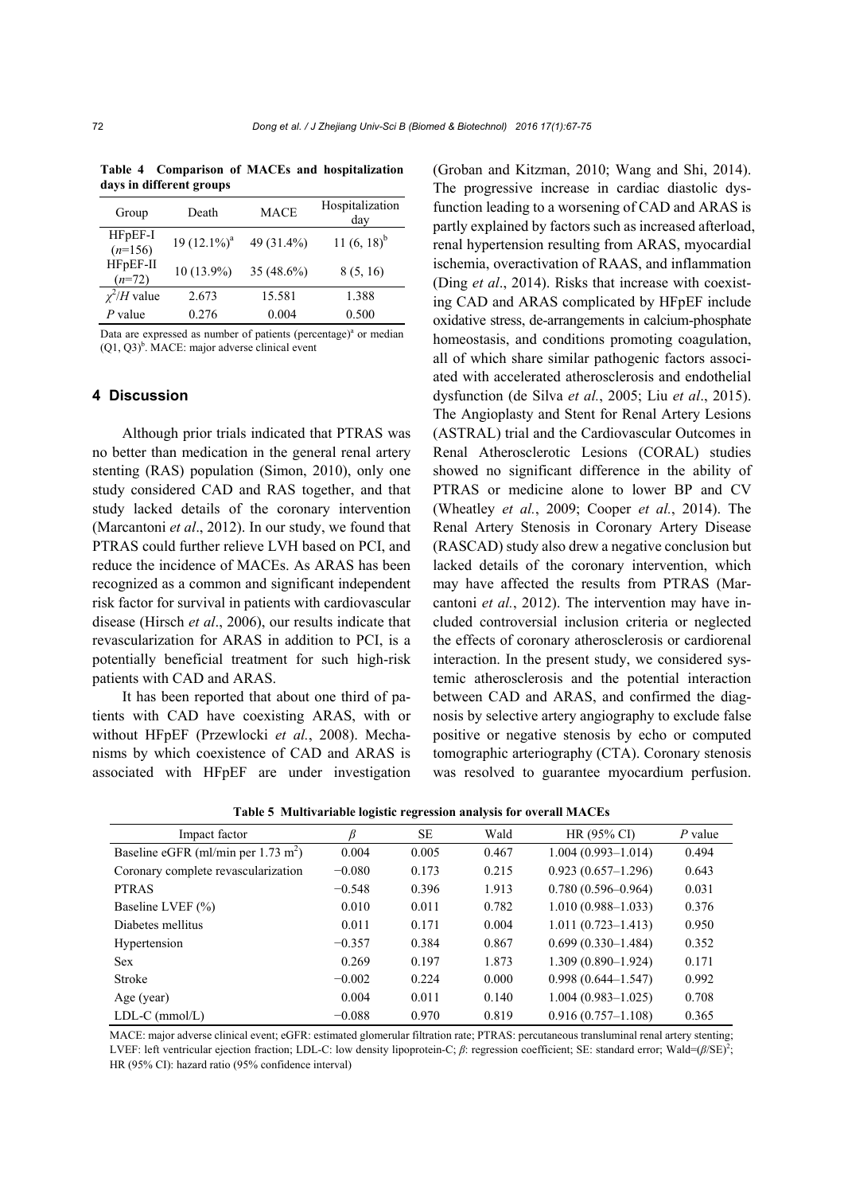**Table 4 Comparison of MACEs and hospitalization days in different groups**

| Group | Death | MACE | Hospitalization day |
|---|---|---|---|
| HFpEF-I ($n$=156) | 19 (12.1%)[a] | 49 (31.4%) | 11 (6, 18)[b] |
| HFpEF-II ($n$=72) | 10 (13.9%) | 35 (48.6%) | 8 (5, 16) |
| $\chi^2$/$H$ value | 2.673 | 15.581 | 1.388 |
| $P$ value | 0.276 | 0.004 | 0.500 |

Data are expressed as number of patients (percentage)[a] or median (Q1, Q3)[b]. MACE: major adverse clinical event

## 4 Discussion

Although prior trials indicated that PTRAS was no better than medication in the general renal artery stenting (RAS) population (Simon, 2010), only one study considered CAD and RAS together, and that study lacked details of the coronary intervention (Marcantoni *et al*., 2012). In our study, we found that PTRAS could further relieve LVH based on PCI, and reduce the incidence of MACEs. As ARAS has been recognized as a common and significant independent risk factor for survival in patients with cardiovascular disease (Hirsch *et al*., 2006), our results indicate that revascularization for ARAS in addition to PCI, is a potentially beneficial treatment for such high-risk patients with CAD and ARAS.

It has been reported that about one third of patients with CAD have coexisting ARAS, with or without HFpEF (Przewlocki *et al.*, 2008). Mechanisms by which coexistence of CAD and ARAS is associated with HFpEF are under investigation (Groban and Kitzman, 2010; Wang and Shi, 2014). The progressive increase in cardiac diastolic dysfunction leading to a worsening of CAD and ARAS is partly explained by factors such as increased afterload, renal hypertension resulting from ARAS, myocardial ischemia, overactivation of RAAS, and inflammation (Ding *et al*., 2014). Risks that increase with coexisting CAD and ARAS complicated by HFpEF include oxidative stress, de-arrangements in calcium-phosphate homeostasis, and conditions promoting coagulation, all of which share similar pathogenic factors associated with accelerated atherosclerosis and endothelial dysfunction (de Silva *et al.*, 2005; Liu *et al*., 2015). The Angioplasty and Stent for Renal Artery Lesions (ASTRAL) trial and the Cardiovascular Outcomes in Renal Atherosclerotic Lesions (CORAL) studies showed no significant difference in the ability of PTRAS or medicine alone to lower BP and CV (Wheatley *et al.*, 2009; Cooper *et al.*, 2014). The Renal Artery Stenosis in Coronary Artery Disease (RASCAD) study also drew a negative conclusion but lacked details of the coronary intervention, which may have affected the results from PTRAS (Marcantoni *et al.*, 2012). The intervention may have included controversial inclusion criteria or neglected the effects of coronary atherosclerosis or cardiorenal interaction. In the present study, we considered systemic atherosclerosis and the potential interaction between CAD and ARAS, and confirmed the diagnosis by selective artery angiography to exclude false positive or negative stenosis by echo or computed tomographic arteriography (CTA). Coronary stenosis was resolved to guarantee myocardial perfusion.

**Table 5 Multivariable logistic regression analysis for overall MACEs**

| Impact factor | $\beta$ | SE | Wald | HR (95% CI) | $P$ value |
|---|---|---|---|---|---|
| Baseline eGFR (ml/min per 1.73 $m^2$) | 0.004 | 0.005 | 0.467 | 1.004 (0.993–1.014) | 0.494 |
| Coronary complete revascularization | −0.080 | 0.173 | 0.215 | 0.923 (0.657–1.296) | 0.643 |
| PTRAS | −0.548 | 0.396 | 1.913 | 0.780 (0.596–0.964) | 0.031 |
| Baseline LVEF (%) | 0.010 | 0.011 | 0.782 | 1.010 (0.988–1.033) | 0.376 |
| Diabetes mellitus | 0.011 | 0.171 | 0.004 | 1.011 (0.723–1.413) | 0.950 |
| Hypertension | −0.357 | 0.384 | 0.867 | 0.699 (0.330–1.484) | 0.352 |
| Sex | 0.269 | 0.197 | 1.873 | 1.309 (0.890–1.924) | 0.171 |
| Stroke | −0.002 | 0.224 | 0.000 | 0.998 (0.644–1.547) | 0.992 |
| Age (year) | 0.004 | 0.011 | 0.140 | 1.004 (0.983–1.025) | 0.708 |
| LDL-C (mmol/L) | −0.088 | 0.970 | 0.819 | 0.916 (0.757–1.108) | 0.365 |

MACE: major adverse clinical event; eGFR: estimated glomerular filtration rate; PTRAS: percutaneous transluminal renal artery stenting; LVEF: left ventricular ejection fraction; LDL-C: low density lipoprotein-C; $\beta$: regression coefficient; SE: standard error; Wald=$(\beta/\text{SE})^2$; HR (95% CI): hazard ratio (95% confidence interval)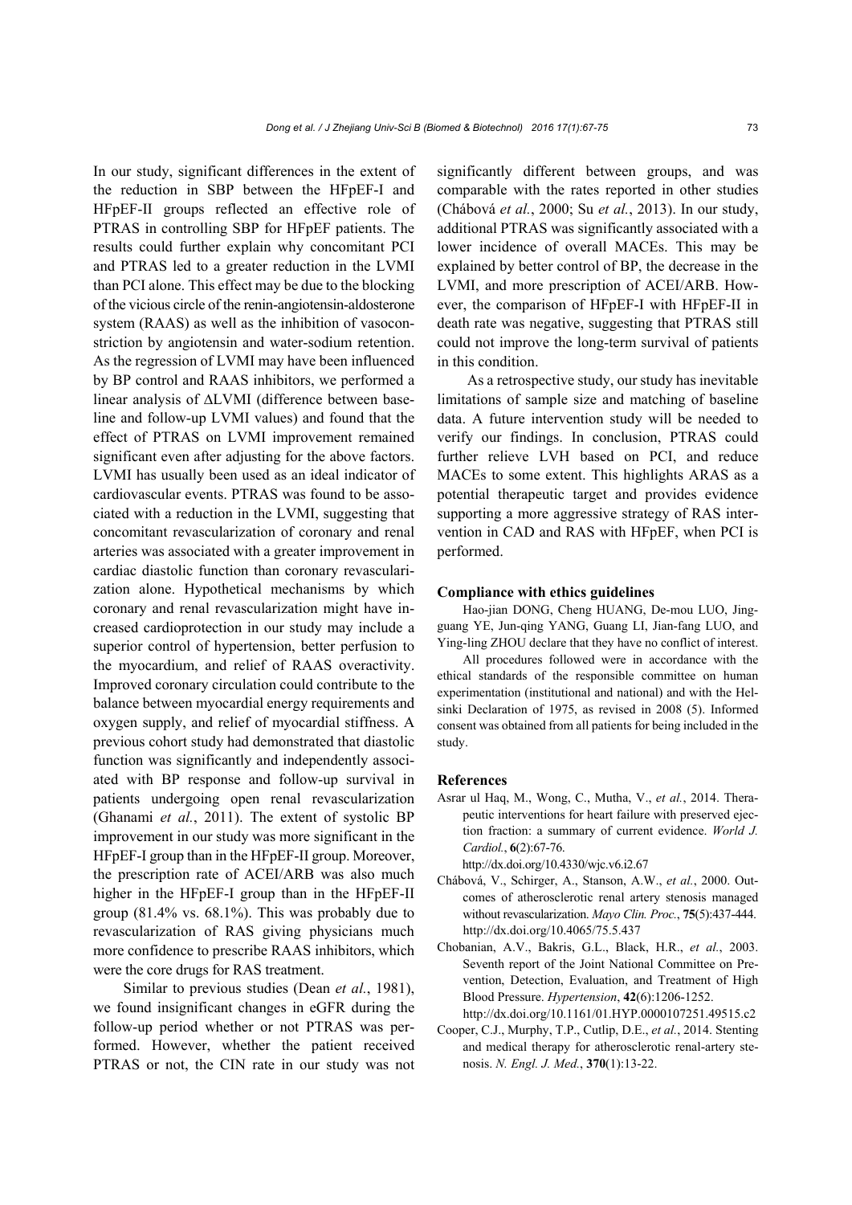In our study, significant differences in the extent of the reduction in SBP between the HFpEF-I and HFpEF-II groups reflected an effective role of PTRAS in controlling SBP for HFpEF patients. The results could further explain why concomitant PCI and PTRAS led to a greater reduction in the LVMI than PCI alone. This effect may be due to the blocking of the vicious circle of the renin-angiotensin-aldosterone system (RAAS) as well as the inhibition of vasoconstriction by angiotensin and water-sodium retention. As the regression of LVMI may have been influenced by BP control and RAAS inhibitors, we performed a linear analysis of ΔLVMI (difference between baseline and follow-up LVMI values) and found that the effect of PTRAS on LVMI improvement remained significant even after adjusting for the above factors. LVMI has usually been used as an ideal indicator of cardiovascular events. PTRAS was found to be associated with a reduction in the LVMI, suggesting that concomitant revascularization of coronary and renal arteries was associated with a greater improvement in cardiac diastolic function than coronary revascularization alone. Hypothetical mechanisms by which coronary and renal revascularization might have increased cardioprotection in our study may include a superior control of hypertension, better perfusion to the myocardium, and relief of RAAS overactivity. Improved coronary circulation could contribute to the balance between myocardial energy requirements and oxygen supply, and relief of myocardial stiffness. A previous cohort study had demonstrated that diastolic function was significantly and independently associated with BP response and follow-up survival in patients undergoing open renal revascularization (Ghanami *et al.*, 2011). The extent of systolic BP improvement in our study was more significant in the HFpEF-I group than in the HFpEF-II group. Moreover, the prescription rate of ACEI/ARB was also much higher in the HFpEF-I group than in the HFpEF-II group (81.4% vs. 68.1%). This was probably due to revascularization of RAS giving physicians much more confidence to prescribe RAAS inhibitors, which were the core drugs for RAS treatment.

Similar to previous studies (Dean *et al.*, 1981), we found insignificant changes in eGFR during the follow-up period whether or not PTRAS was performed. However, whether the patient received PTRAS or not, the CIN rate in our study was not significantly different between groups, and was comparable with the rates reported in other studies (Chábová *et al.*, 2000; Su *et al.*, 2013). In our study, additional PTRAS was significantly associated with a lower incidence of overall MACEs. This may be explained by better control of BP, the decrease in the LVMI, and more prescription of ACEI/ARB. However, the comparison of HFpEF-I with HFpEF-II in death rate was negative, suggesting that PTRAS still could not improve the long-term survival of patients in this condition.

As a retrospective study, our study has inevitable limitations of sample size and matching of baseline data. A future intervention study will be needed to verify our findings. In conclusion, PTRAS could further relieve LVH based on PCI, and reduce MACEs to some extent. This highlights ARAS as a potential therapeutic target and provides evidence supporting a more aggressive strategy of RAS intervention in CAD and RAS with HFpEF, when PCI is performed.

## Compliance with ethics guidelines

Hao-jian DONG, Cheng HUANG, De-mou LUO, Jing-guang YE, Jun-qing YANG, Guang LI, Jian-fang LUO, and Ying-ling ZHOU declare that they have no conflict of interest.

All procedures followed were in accordance with the ethical standards of the responsible committee on human experimentation (institutional and national) and with the Helsinki Declaration of 1975, as revised in 2008 (5). Informed consent was obtained from all patients for being included in the study.

## References

Asrar ul Haq, M., Wong, C., Mutha, V., *et al.*, 2014. Therapeutic interventions for heart failure with preserved ejection fraction: a summary of current evidence. *World J. Cardiol.*, **6**(2):67-76. http://dx.doi.org/10.4330/wjc.v6.i2.67

Chábová, V., Schirger, A., Stanson, A.W., *et al.*, 2000. Outcomes of atherosclerotic renal artery stenosis managed without revascularization. *Mayo Clin. Proc.*, **75**(5):437-444. http://dx.doi.org/10.4065/75.5.437

Chobanian, A.V., Bakris, G.L., Black, H.R., *et al.*, 2003. Seventh report of the Joint National Committee on Prevention, Detection, Evaluation, and Treatment of High Blood Pressure. *Hypertension*, **42**(6):1206-1252. http://dx.doi.org/10.1161/01.HYP.0000107251.49515.c2

Cooper, C.J., Murphy, T.P., Cutlip, D.E., *et al.*, 2014. Stenting and medical therapy for atherosclerotic renal-artery stenosis. *N. Engl. J. Med.*, **370**(1):13-22.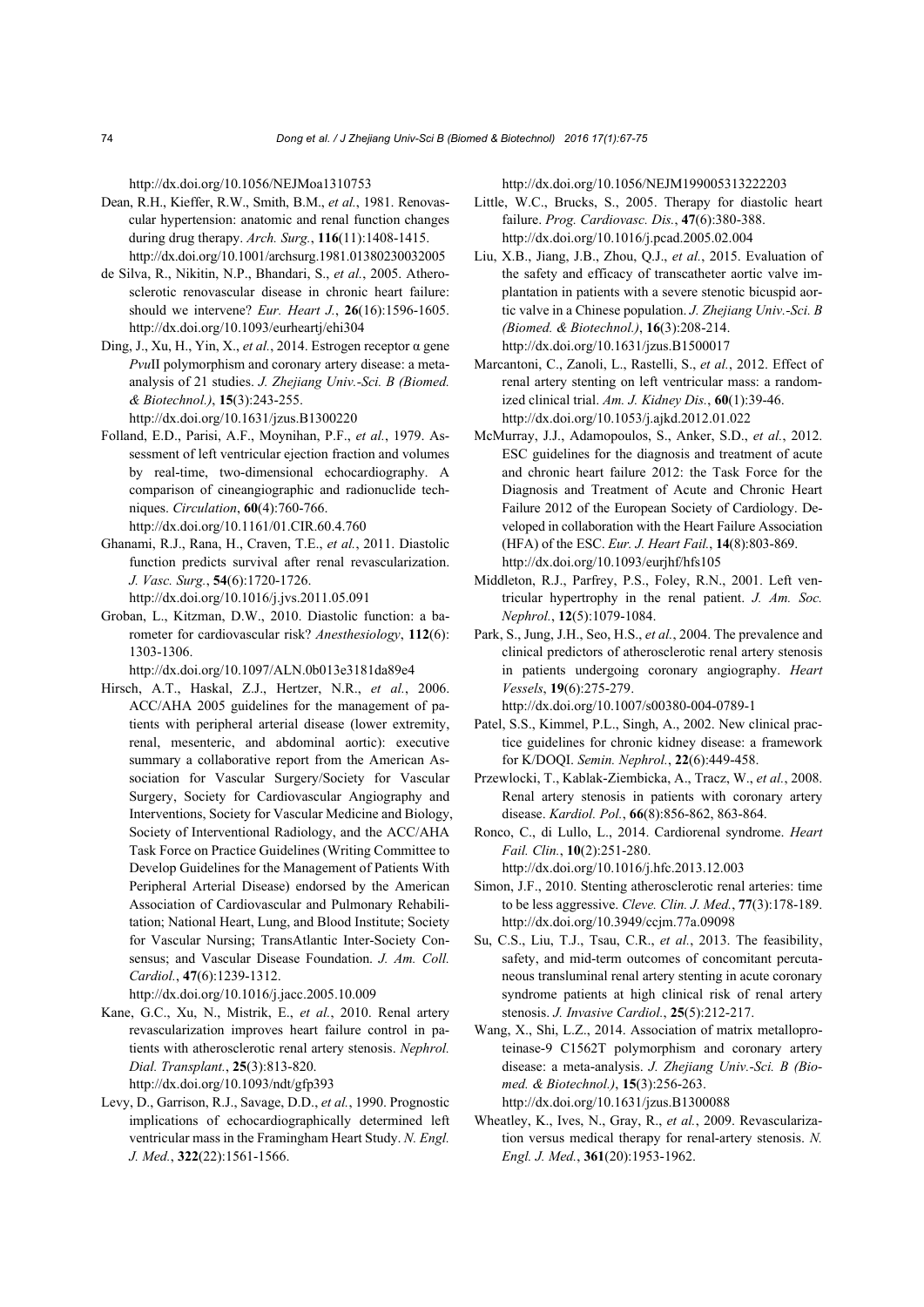http://dx.doi.org/10.1056/NEJMoa1310753

Dean, R.H., Kieffer, R.W., Smith, B.M., *et al.*, 1981. Renovascular hypertension: anatomic and renal function changes during drug therapy. *Arch. Surg.*, **116**(11):1408-1415. http://dx.doi.org/10.1001/archsurg.1981.01380230032005

de Silva, R., Nikitin, N.P., Bhandari, S., *et al.*, 2005. Atherosclerotic renovascular disease in chronic heart failure: should we intervene? *Eur. Heart J.*, **26**(16):1596-1605. http://dx.doi.org/10.1093/eurheartj/ehi304

Ding, J., Xu, H., Yin, X., *et al.*, 2014. Estrogen receptor α gene *Pvu*II polymorphism and coronary artery disease: a meta-analysis of 21 studies. *J. Zhejiang Univ.-Sci. B (Biomed. & Biotechnol.)*, **15**(3):243-255. http://dx.doi.org/10.1631/jzus.B1300220

Folland, E.D., Parisi, A.F., Moynihan, P.F., *et al.*, 1979. Assessment of left ventricular ejection fraction and volumes by real-time, two-dimensional echocardiography. A comparison of cineangiographic and radionuclide techniques. *Circulation*, **60**(4):760-766. http://dx.doi.org/10.1161/01.CIR.60.4.760

Ghanami, R.J., Rana, H., Craven, T.E., *et al.*, 2011. Diastolic function predicts survival after renal revascularization. *J. Vasc. Surg.*, **54**(6):1720-1726. http://dx.doi.org/10.1016/j.jvs.2011.05.091

Groban, L., Kitzman, D.W., 2010. Diastolic function: a barometer for cardiovascular risk? *Anesthesiology*, **112**(6): 1303-1306. http://dx.doi.org/10.1097/ALN.0b013e3181da89e4

Hirsch, A.T., Haskal, Z.J., Hertzer, N.R., *et al.*, 2006. ACC/AHA 2005 guidelines for the management of patients with peripheral arterial disease (lower extremity, renal, mesenteric, and abdominal aortic): executive summary a collaborative report from the American Association for Vascular Surgery/Society for Vascular Surgery, Society for Cardiovascular Angiography and Interventions, Society for Vascular Medicine and Biology, Society of Interventional Radiology, and the ACC/AHA Task Force on Practice Guidelines (Writing Committee to Develop Guidelines for the Management of Patients With Peripheral Arterial Disease) endorsed by the American Association of Cardiovascular and Pulmonary Rehabilitation; National Heart, Lung, and Blood Institute; Society for Vascular Nursing; TransAtlantic Inter-Society Consensus; and Vascular Disease Foundation. *J. Am. Coll. Cardiol.*, **47**(6):1239-1312. http://dx.doi.org/10.1016/j.jacc.2005.10.009

Kane, G.C., Xu, N., Mistrik, E., *et al.*, 2010. Renal artery revascularization improves heart failure control in patients with atherosclerotic renal artery stenosis. *Nephrol. Dial. Transplant.*, **25**(3):813-820. http://dx.doi.org/10.1093/ndt/gfp393

Levy, D., Garrison, R.J., Savage, D.D., *et al.*, 1990. Prognostic implications of echocardiographically determined left ventricular mass in the Framingham Heart Study. *N. Engl. J. Med.*, **322**(22):1561-1566. http://dx.doi.org/10.1056/NEJM199005313222203

Little, W.C., Brucks, S., 2005. Therapy for diastolic heart failure. *Prog. Cardiovasc. Dis.*, **47**(6):380-388. http://dx.doi.org/10.1016/j.pcad.2005.02.004

Liu, X.B., Jiang, J.B., Zhou, Q.J., *et al.*, 2015. Evaluation of the safety and efficacy of transcatheter aortic valve implantation in patients with a severe stenotic bicuspid aortic valve in a Chinese population. *J. Zhejiang Univ.-Sci. B (Biomed. & Biotechnol.)*, **16**(3):208-214. http://dx.doi.org/10.1631/jzus.B1500017

Marcantoni, C., Zanoli, L., Rastelli, S., *et al.*, 2012. Effect of renal artery stenting on left ventricular mass: a randomized clinical trial. *Am. J. Kidney Dis.*, **60**(1):39-46. http://dx.doi.org/10.1053/j.ajkd.2012.01.022

McMurray, J.J., Adamopoulos, S., Anker, S.D., *et al.*, 2012. ESC guidelines for the diagnosis and treatment of acute and chronic heart failure 2012: the Task Force for the Diagnosis and Treatment of Acute and Chronic Heart Failure 2012 of the European Society of Cardiology. Developed in collaboration with the Heart Failure Association (HFA) of the ESC. *Eur. J. Heart Fail.*, **14**(8):803-869. http://dx.doi.org/10.1093/eurjhf/hfs105

Middleton, R.J., Parfrey, P.S., Foley, R.N., 2001. Left ventricular hypertrophy in the renal patient. *J. Am. Soc. Nephrol.*, **12**(5):1079-1084.

Park, S., Jung, J.H., Seo, H.S., *et al.*, 2004. The prevalence and clinical predictors of atherosclerotic renal artery stenosis in patients undergoing coronary angiography. *Heart Vessels*, **19**(6):275-279. http://dx.doi.org/10.1007/s00380-004-0789-1

Patel, S.S., Kimmel, P.L., Singh, A., 2002. New clinical practice guidelines for chronic kidney disease: a framework for K/DOQI. *Semin. Nephrol.*, **22**(6):449-458.

Przewlocki, T., Kablak-Ziembicka, A., Tracz, W., *et al.*, 2008. Renal artery stenosis in patients with coronary artery disease. *Kardiol. Pol.*, **66**(8):856-862, 863-864.

Ronco, C., di Lullo, L., 2014. Cardiorenal syndrome. *Heart Fail. Clin.*, **10**(2):251-280. http://dx.doi.org/10.1016/j.hfc.2013.12.003

Simon, J.F., 2010. Stenting atherosclerotic renal arteries: time to be less aggressive. *Cleve. Clin. J. Med.*, **77**(3):178-189. http://dx.doi.org/10.3949/ccjm.77a.09098

Su, C.S., Liu, T.J., Tsau, C.R., *et al.*, 2013. The feasibility, safety, and mid-term outcomes of concomitant percutaneous transluminal renal artery stenting in acute coronary syndrome patients at high clinical risk of renal artery stenosis. *J. Invasive Cardiol.*, **25**(5):212-217.

Wang, X., Shi, L.Z., 2014. Association of matrix metalloproteinase-9 C1562T polymorphism and coronary artery disease: a meta-analysis. *J. Zhejiang Univ.-Sci. B (Biomed. & Biotechnol.)*, **15**(3):256-263. http://dx.doi.org/10.1631/jzus.B1300088

Wheatley, K., Ives, N., Gray, R., *et al.*, 2009. Revascularization versus medical therapy for renal-artery stenosis. *N. Engl. J. Med.*, **361**(20):1953-1962.